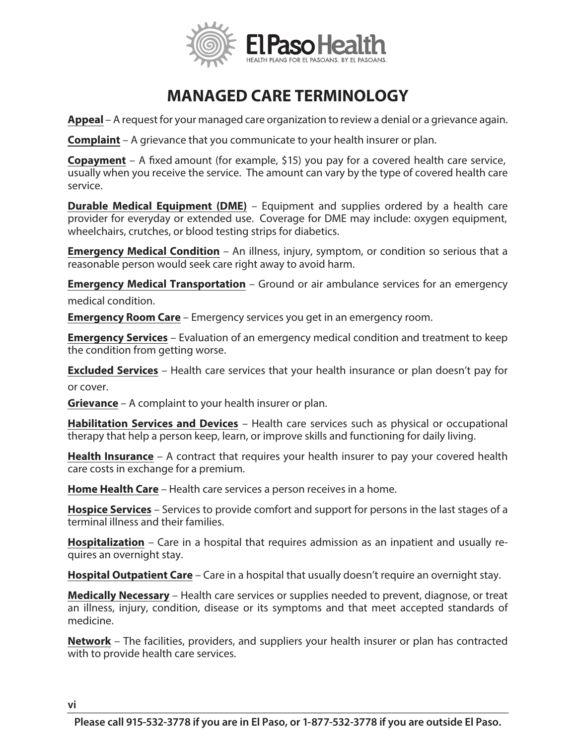# MANAGED CARE TERMINOLOGY

**Appeal** – A request for your managed care organization to review a denial or a grievance again.

**Complaint** – A grievance that you communicate to your health insurer or plan.

**Copayment** – A fixed amount (for example, $15) you pay for a covered health care service, usually when you receive the service. The amount can vary by the type of covered health care service.

**Durable Medical Equipment (DME)** – Equipment and supplies ordered by a health care provider for everyday or extended use. Coverage for DME may include: oxygen equipment, wheelchairs, crutches, or blood testing strips for diabetics.

**Emergency Medical Condition** – An illness, injury, symptom, or condition so serious that a reasonable person would seek care right away to avoid harm.

**Emergency Medical Transportation** – Ground or air ambulance services for an emergency medical condition.

**Emergency Room Care** – Emergency services you get in an emergency room.

**Emergency Services** – Evaluation of an emergency medical condition and treatment to keep the condition from getting worse.

**Excluded Services** – Health care services that your health insurance or plan doesn't pay for or cover.

**Grievance** – A complaint to your health insurer or plan.

**Habilitation Services and Devices** – Health care services such as physical or occupational therapy that help a person keep, learn, or improve skills and functioning for daily living.

**Health Insurance** – A contract that requires your health insurer to pay your covered health care costs in exchange for a premium.

**Home Health Care** – Health care services a person receives in a home.

**Hospice Services** – Services to provide comfort and support for persons in the last stages of a terminal illness and their families.

**Hospitalization** – Care in a hospital that requires admission as an inpatient and usually requires an overnight stay.

**Hospital Outpatient Care** – Care in a hospital that usually doesn't require an overnight stay.

**Medically Necessary** – Health care services or supplies needed to prevent, diagnose, or treat an illness, injury, condition, disease or its symptoms and that meet accepted standards of medicine.

**Network** – The facilities, providers, and suppliers your health insurer or plan has contracted with to provide health care services.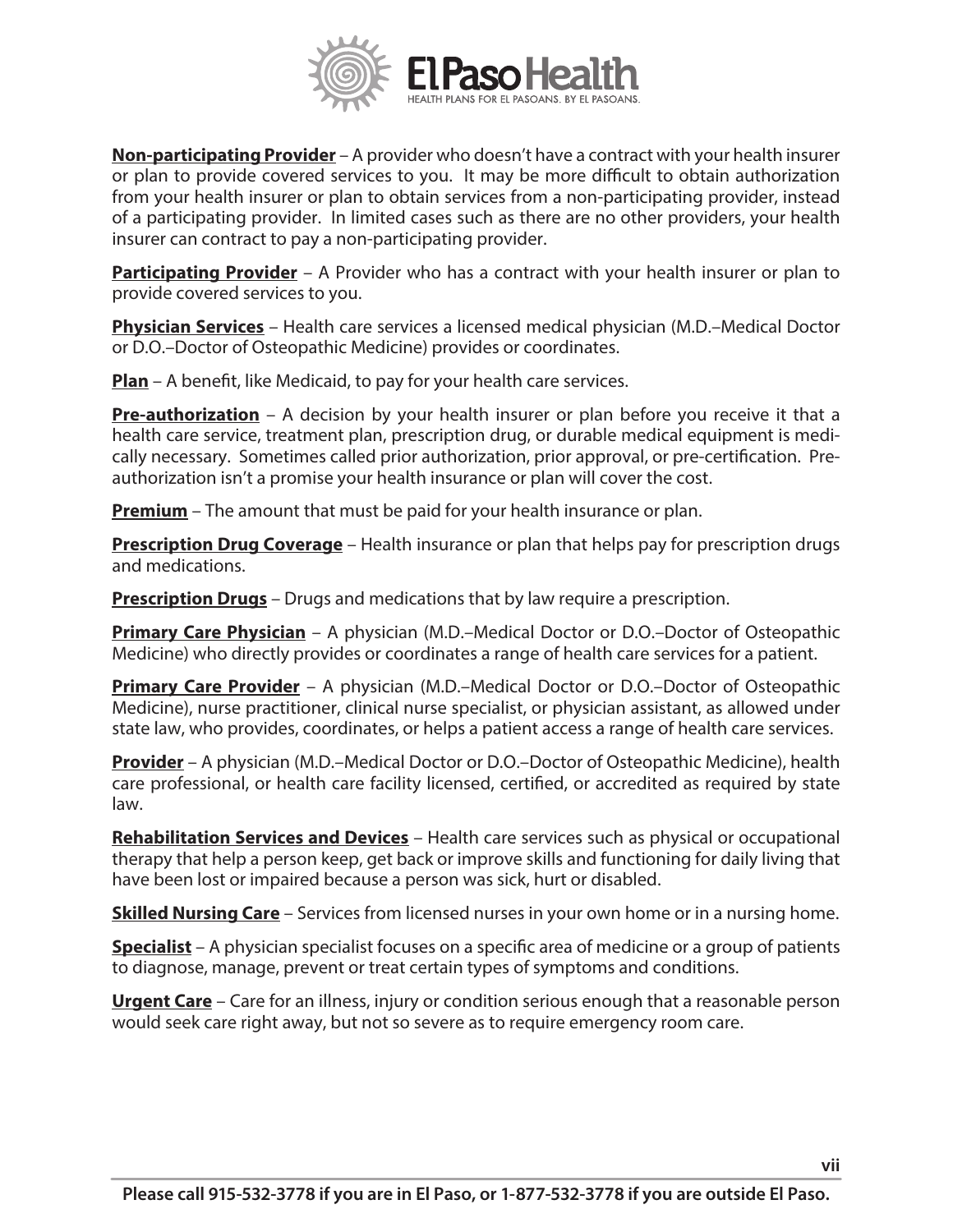**Non-participating Provider** – A provider who doesn't have a contract with your health insurer or plan to provide covered services to you. It may be more difficult to obtain authorization from your health insurer or plan to obtain services from a non-participating provider, instead of a participating provider. In limited cases such as there are no other providers, your health insurer can contract to pay a non-participating provider.

**Participating Provider** – A Provider who has a contract with your health insurer or plan to provide covered services to you.

**Physician Services** – Health care services a licensed medical physician (M.D.–Medical Doctor or D.O.–Doctor of Osteopathic Medicine) provides or coordinates.

**Plan** – A benefit, like Medicaid, to pay for your health care services.

**Pre-authorization** – A decision by your health insurer or plan before you receive it that a health care service, treatment plan, prescription drug, or durable medical equipment is medically necessary. Sometimes called prior authorization, prior approval, or pre-certification. Pre-authorization isn't a promise your health insurance or plan will cover the cost.

**Premium** – The amount that must be paid for your health insurance or plan.

**Prescription Drug Coverage** – Health insurance or plan that helps pay for prescription drugs and medications.

**Prescription Drugs** – Drugs and medications that by law require a prescription.

**Primary Care Physician** – A physician (M.D.–Medical Doctor or D.O.–Doctor of Osteopathic Medicine) who directly provides or coordinates a range of health care services for a patient.

**Primary Care Provider** – A physician (M.D.–Medical Doctor or D.O.–Doctor of Osteopathic Medicine), nurse practitioner, clinical nurse specialist, or physician assistant, as allowed under state law, who provides, coordinates, or helps a patient access a range of health care services.

**Provider** – A physician (M.D.–Medical Doctor or D.O.–Doctor of Osteopathic Medicine), health care professional, or health care facility licensed, certified, or accredited as required by state law.

**Rehabilitation Services and Devices** – Health care services such as physical or occupational therapy that help a person keep, get back or improve skills and functioning for daily living that have been lost or impaired because a person was sick, hurt or disabled.

**Skilled Nursing Care** – Services from licensed nurses in your own home or in a nursing home.

**Specialist** – A physician specialist focuses on a specific area of medicine or a group of patients to diagnose, manage, prevent or treat certain types of symptoms and conditions.

**Urgent Care** – Care for an illness, injury or condition serious enough that a reasonable person would seek care right away, but not so severe as to require emergency room care.